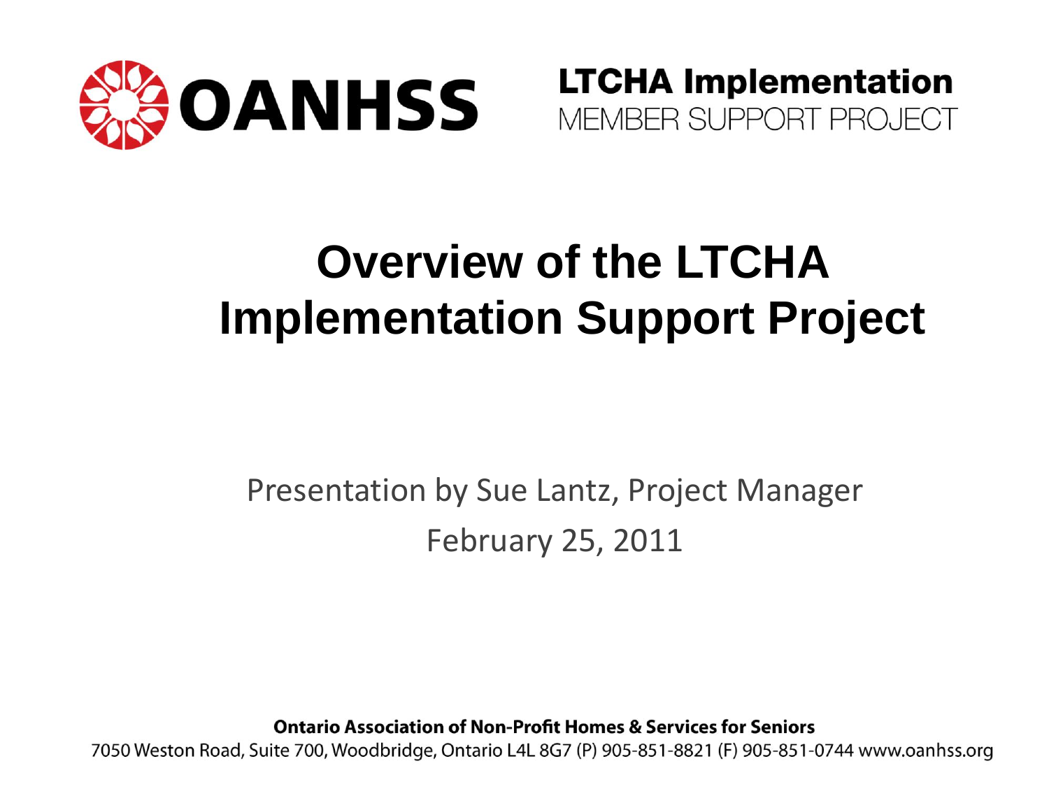**OANHSS**

**LTCHA Implementation**
MEMBER SUPPORT PROJECT

# Overview of the LTCHA Implementation Support Project

Presentation by Sue Lantz, Project Manager

February 25, 2011

**Ontario Association of Non-Profit Homes & Services for Seniors**

7050 Weston Road, Suite 700, Woodbridge, Ontario L4L 8G7 (P) 905-851-8821 (F) 905-851-0744 www.oanhss.org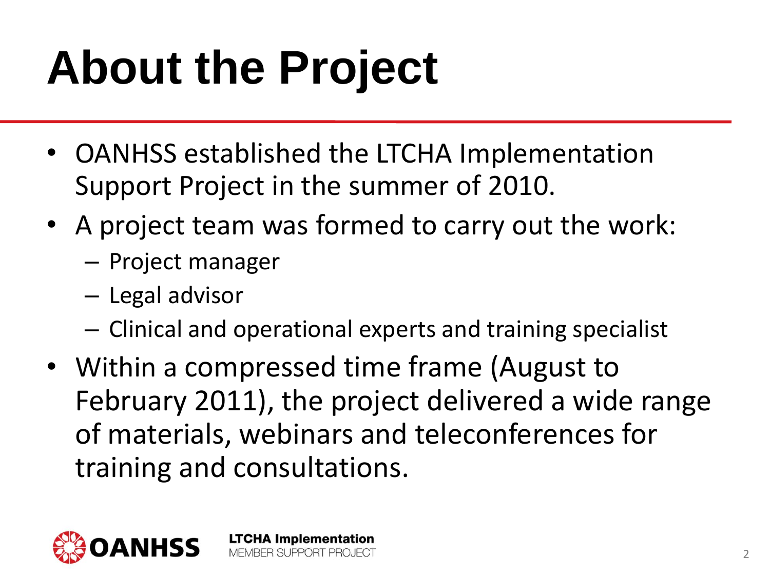# About the Project

- OANHSS established the LTCHA Implementation Support Project in the summer of 2010.
- A project team was formed to carry out the work:
  - Project manager
  - Legal advisor
  - Clinical and operational experts and training specialist
- Within a compressed time frame (August to February 2011), the project delivered a wide range of materials, webinars and teleconferences for training and consultations.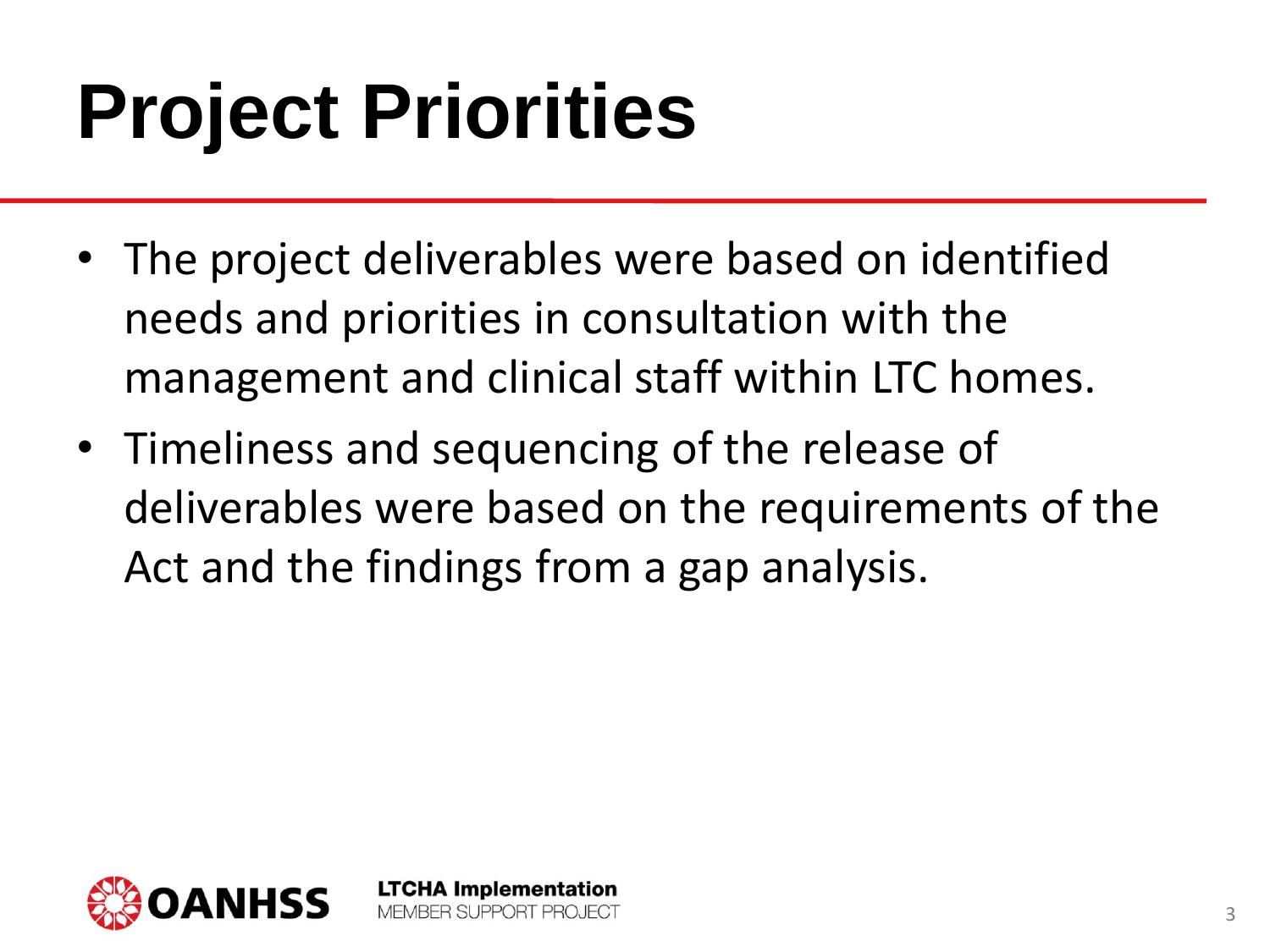# Project Priorities

- The project deliverables were based on identified needs and priorities in consultation with the management and clinical staff within LTC homes.
- Timeliness and sequencing of the release of deliverables were based on the requirements of the Act and the findings from a gap analysis.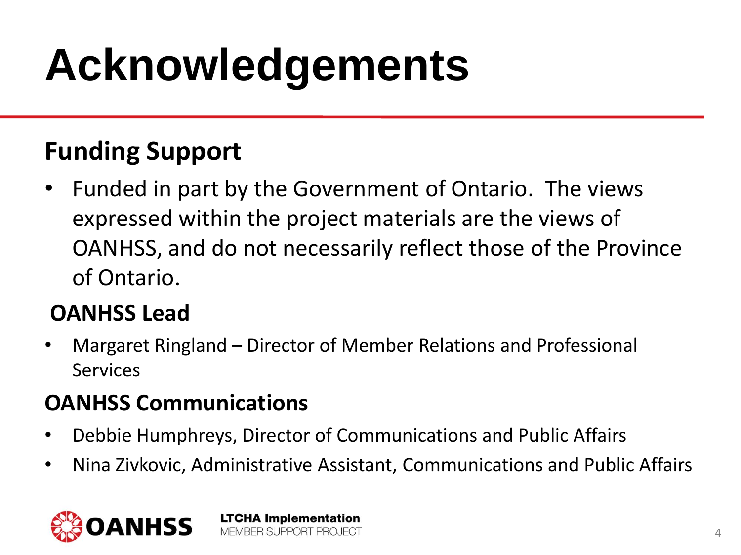# Acknowledgements

## Funding Support

- Funded in part by the Government of Ontario. The views expressed within the project materials are the views of OANHSS, and do not necessarily reflect those of the Province of Ontario.

## OANHSS Lead

- Margaret Ringland – Director of Member Relations and Professional Services

## OANHSS Communications

- Debbie Humphreys, Director of Communications and Public Affairs
- Nina Zivkovic, Administrative Assistant, Communications and Public Affairs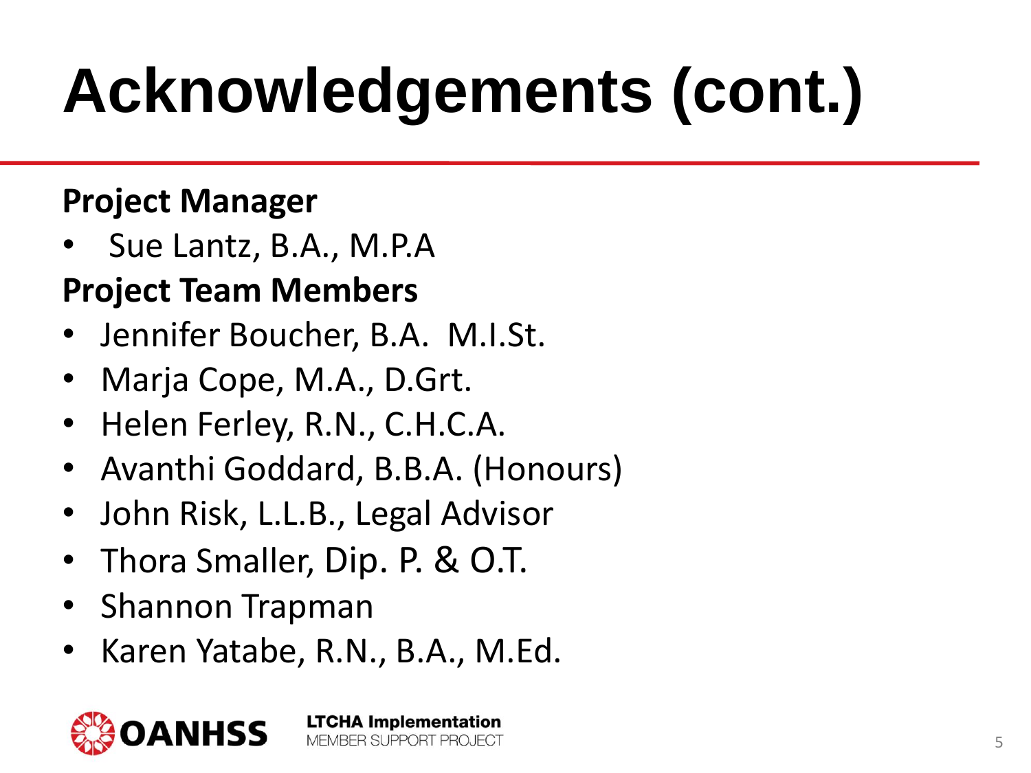# Acknowledgements (cont.)

**Project Manager**

- Sue Lantz, B.A., M.P.A

**Project Team Members**

- Jennifer Boucher, B.A. M.I.St.
- Marja Cope, M.A., D.Grt.
- Helen Ferley, R.N., C.H.C.A.
- Avanthi Goddard, B.B.A. (Honours)
- John Risk, L.L.B., Legal Advisor
- Thora Smaller, Dip. P. & O.T.
- Shannon Trapman
- Karen Yatabe, R.N., B.A., M.Ed.

OANHSS LTCHA Implementation MEMBER SUPPORT PROJECT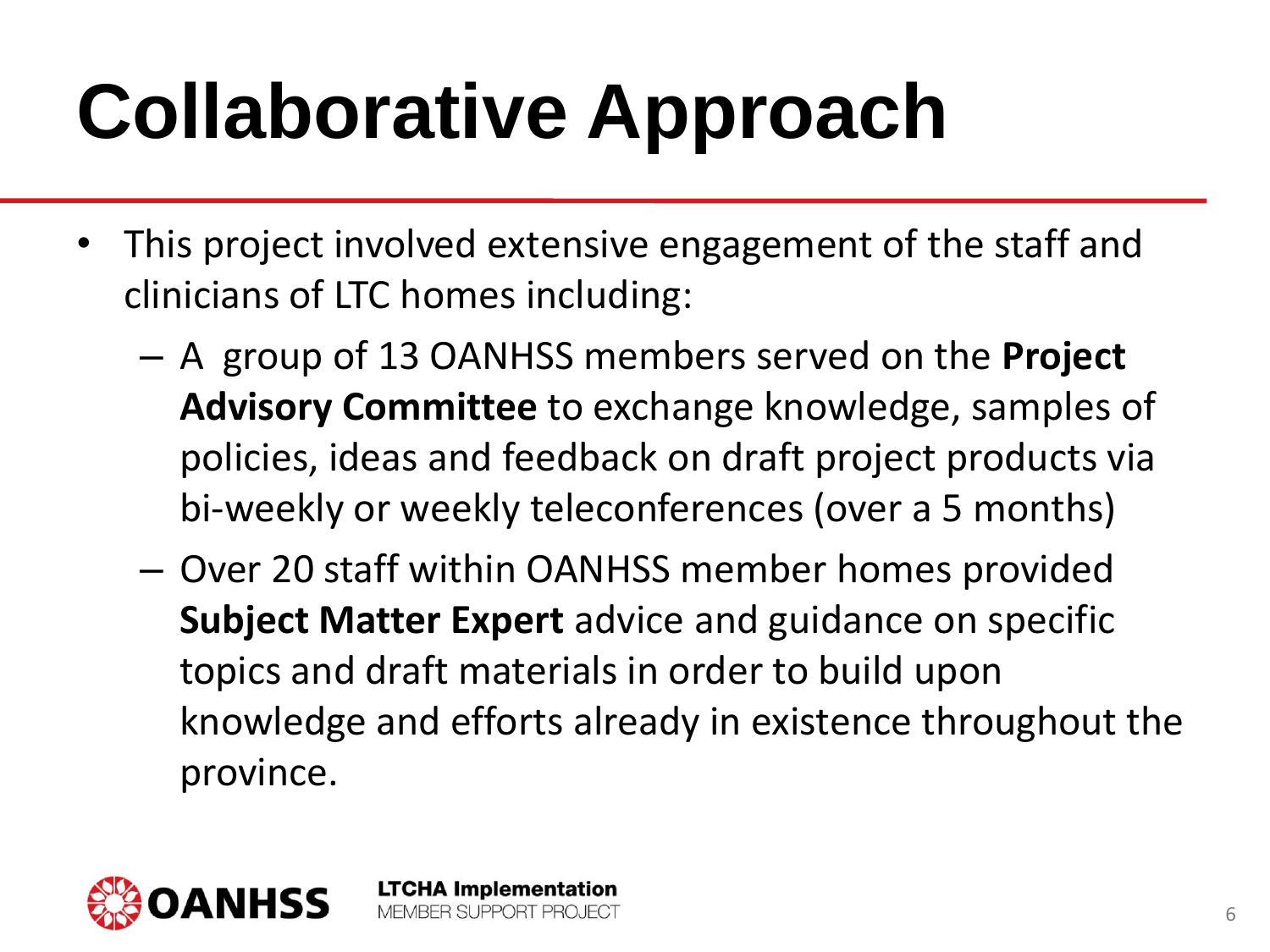# Collaborative Approach

- This project involved extensive engagement of the staff and clinicians of LTC homes including:
  - A group of 13 OANHSS members served on the **Project Advisory Committee** to exchange knowledge, samples of policies, ideas and feedback on draft project products via bi-weekly or weekly teleconferences (over a 5 months)
  - Over 20 staff within OANHSS member homes provided **Subject Matter Expert** advice and guidance on specific topics and draft materials in order to build upon knowledge and efforts already in existence throughout the province.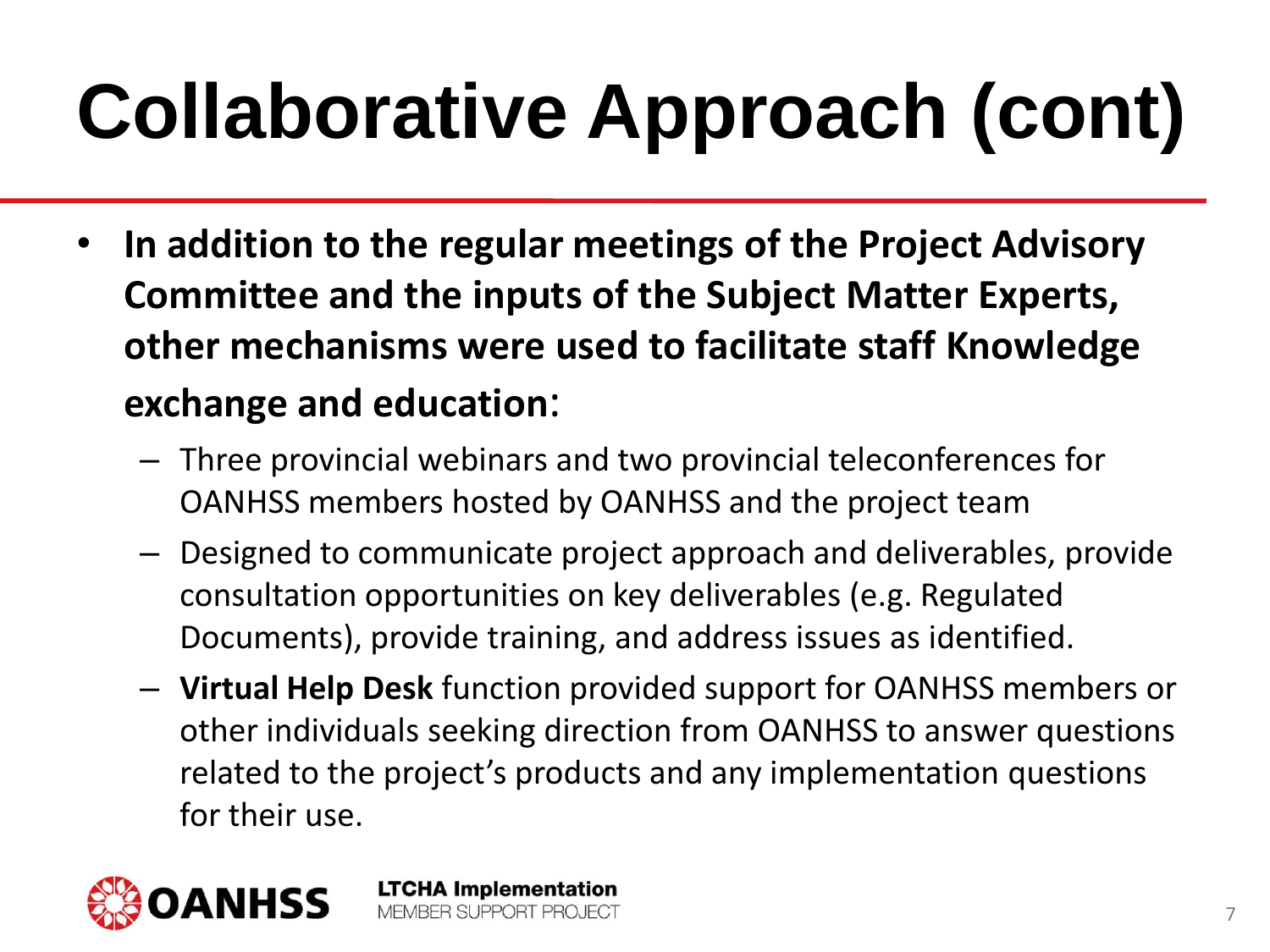# Collaborative Approach (cont)

- **In addition to the regular meetings of the Project Advisory Committee and the inputs of the Subject Matter Experts, other mechanisms were used to facilitate staff Knowledge exchange and education**:
  - Three provincial webinars and two provincial teleconferences for OANHSS members hosted by OANHSS and the project team
  - Designed to communicate project approach and deliverables, provide consultation opportunities on key deliverables (e.g. Regulated Documents), provide training, and address issues as identified.
  - **Virtual Help Desk** function provided support for OANHSS members or other individuals seeking direction from OANHSS to answer questions related to the project's products and any implementation questions for their use.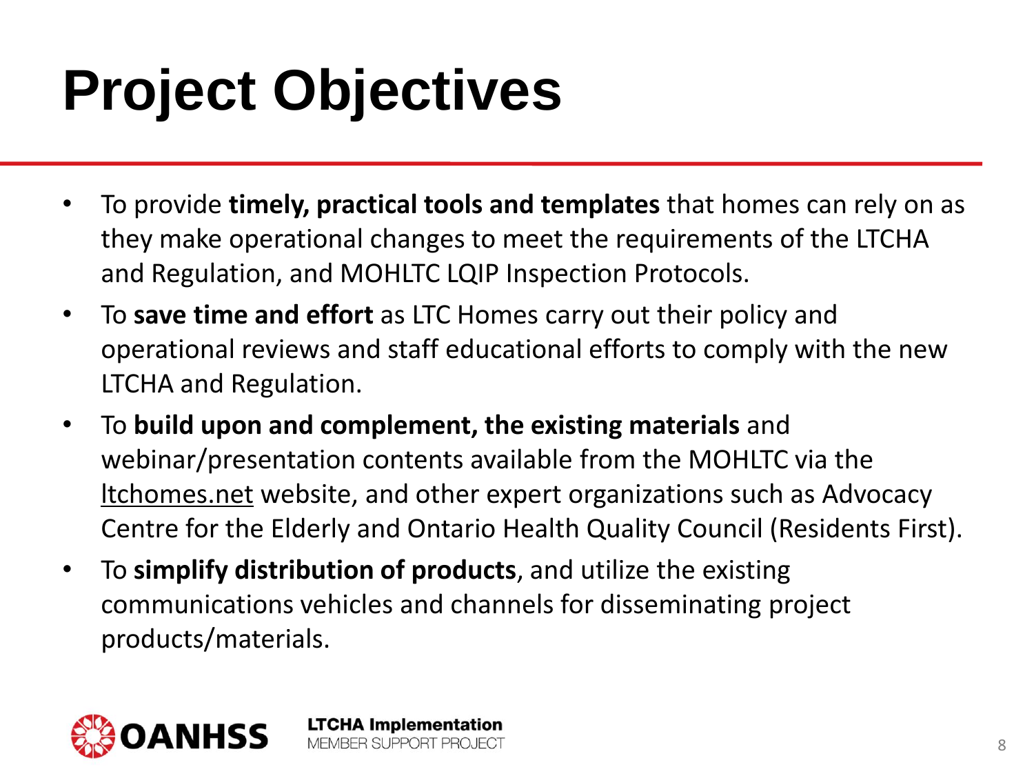# Project Objectives

- To provide **timely, practical tools and templates** that homes can rely on as they make operational changes to meet the requirements of the LTCHA and Regulation, and MOHLTC LQIP Inspection Protocols.
- To **save time and effort** as LTC Homes carry out their policy and operational reviews and staff educational efforts to comply with the new LTCHA and Regulation.
- To **build upon and complement, the existing materials** and webinar/presentation contents available from the MOHLTC via the ltchomes.net website, and other expert organizations such as Advocacy Centre for the Elderly and Ontario Health Quality Council (Residents First).
- To **simplify distribution of products**, and utilize the existing communications vehicles and channels for disseminating project products/materials.

OANHSS

**LTCHA Implementation**
MEMBER SUPPORT PROJECT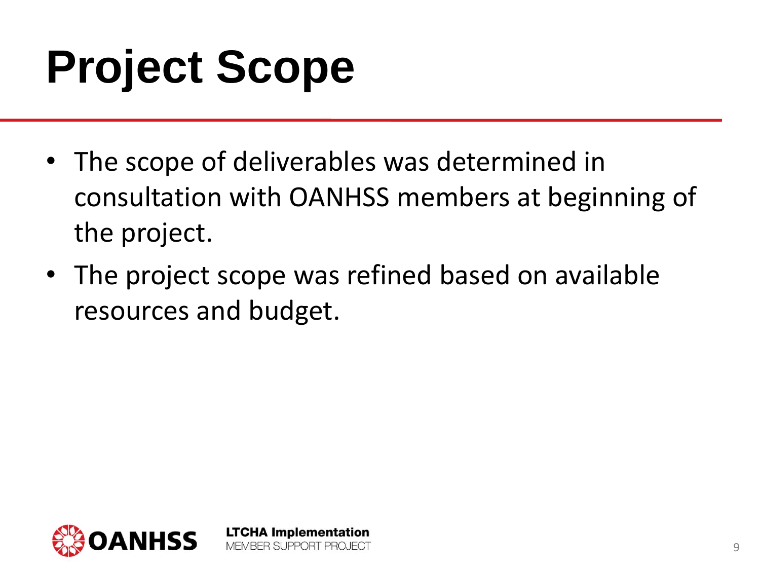# Project Scope

- The scope of deliverables was determined in consultation with OANHSS members at beginning of the project.
- The project scope was refined based on available resources and budget.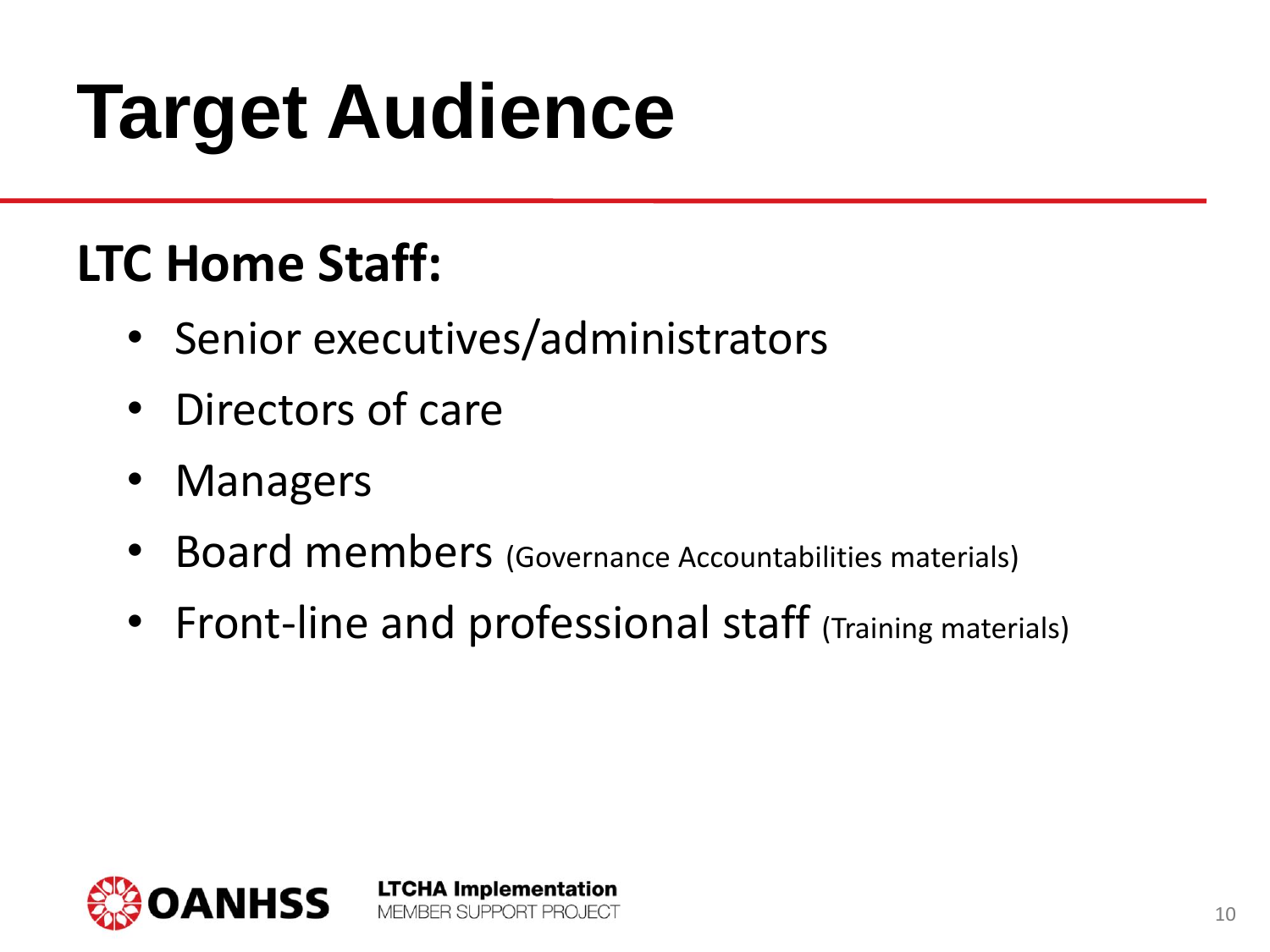# Target Audience

## LTC Home Staff:

- Senior executives/administrators
- Directors of care
- Managers
- Board members (Governance Accountabilities materials)
- Front-line and professional staff (Training materials)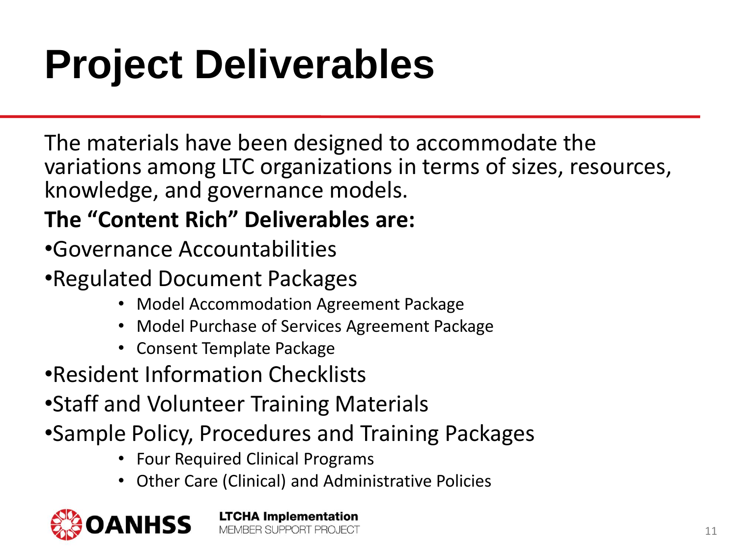# Project Deliverables

The materials have been designed to accommodate the variations among LTC organizations in terms of sizes, resources, knowledge, and governance models.

**The "Content Rich" Deliverables are:**

- Governance Accountabilities
- Regulated Document Packages
  - Model Accommodation Agreement Package
  - Model Purchase of Services Agreement Package
  - Consent Template Package
- Resident Information Checklists
- Staff and Volunteer Training Materials
- Sample Policy, Procedures and Training Packages
  - Four Required Clinical Programs
  - Other Care (Clinical) and Administrative Policies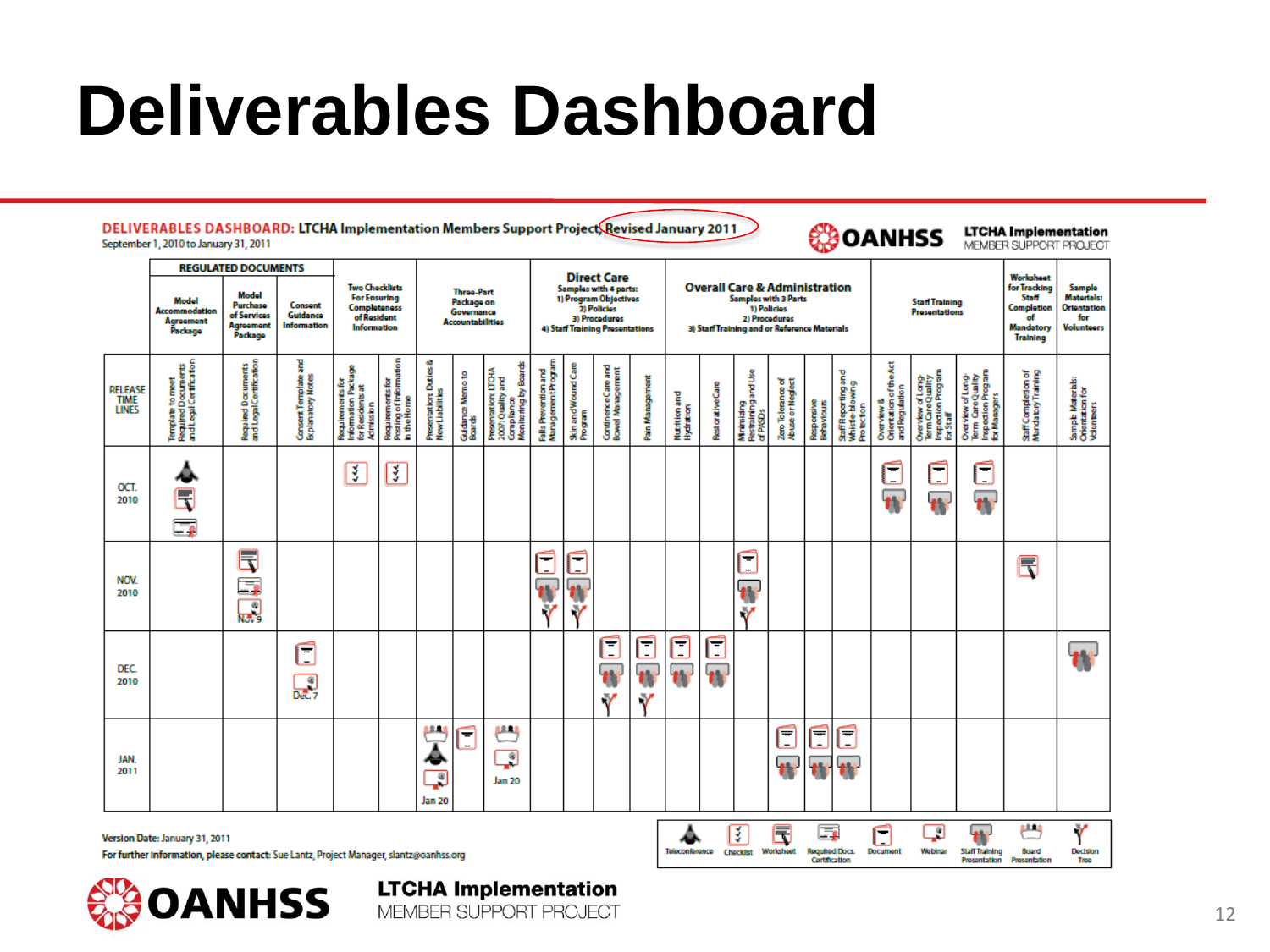# Deliverables Dashboard

**DELIVERABLES DASHBOARD:** LTCHA Implementation Members Support Project, Revised January 2011

September 1, 2010 to January 31, 2011

**OANHSS** | **LTCHA Implementation** MEMBER SUPPORT PROJECT

| RELEASE TIME LINES | REGULATED DOCUMENTS: Model Accommodation Agreement Package | REGULATED DOCUMENTS: Model Purchase of Services Agreement Package | REGULATED DOCUMENTS: Consent Guidance Information | Two Checklists For Ensuring Completeness of Resident Information | | Three-Part Package on Governance Accountabilities | | | Direct Care — Samples with 4 parts: 1) Program Objectives 2) Policies 3) Procedures 4) Staff Training Presentations | | | | Overall Care & Administration — Samples with 3 Parts 1) Policies 2) Procedures 3) Staff Training and or Reference Materials | | | | | | Staff Training Presentations | | | Worksheet for Tracking Staff Completion of Mandatory Training | Sample Materials: Orientation for Volunteers |
|---|---|---|---|---|---|---|---|---|---|---|---|---|---|---|---|---|---|---|---|---|---|---|---|
| | Template to meet Required Documents and Legal Certification | Required Documents and Legal Certification | Consent Template and Explanatory Notes | Requirements for Information Package for Residents at Admission | Requirements for Posting of Information in the Home | Presentation: Duties & New Liabilities | Guidance Memo to Boards | Presentation: LTCHA 2007: Quality and Compliance Monitoring by Boards | Falls Prevention and Management Program | Skin and Wound Care Program | Continence Care and Bowel Management | Pain Management | Nutrition and Hydration | Restorative Care | Minimizing Restraining and Use of PASDs | Zero Tolerance of Abuse or Neglect | Responsive Behaviours | Staff Reporting and Whistle-blowing Protection | Overview & Orientation of the Act and Regulation | Overview of Long-Term Care Quality Inspection Program for Staff | Overview of Long-Term Care Quality Inspection Program for Managers | Staff Completion of Mandatory Training | Sample Materials: Orientation for Volunteers |
| OCT. 2010 | Teleconference; Worksheet; Required Docs. Certification | | | Checklist | Checklist | | | | | | | | | | | | | | Document; Staff Training Presentation | Document; Staff Training Presentation | Document; Staff Training Presentation | | |
| NOV. 2010 | | Worksheet; Required Docs. Certification; Webinar Nov. 9 | | | | | | | Document; Staff Training Presentation; Decision Tree | Document; Staff Training Presentation; Decision Tree | | | | | Document; Staff Training Presentation; Decision Tree | | | | | | | Worksheet | |
| DEC. 2010 | | | Document; Webinar Dec. 7 | | | | | | | | Document; Staff Training Presentation; Decision Tree | Document; Staff Training Presentation; Decision Tree | Document; Staff Training Presentation | Document; Staff Training Presentation | | | | | | | | | Staff Training Presentation |
| JAN. 2011 | | | | | | Board Presentation; Teleconference; Webinar Jan 20 | Document | Board Presentation; Webinar Jan 20 | | | | | | | | Document; Staff Training Presentation | Document; Staff Training Presentation | Document; Staff Training Presentation | | | | | |

**Legend:** Teleconference | Checklist | Worksheet | Required Docs. Certification | Document | Webinar | Staff Training Presentation | Board Presentation | Decision Tree

**Version Date:** January 31, 2011

**For further information, please contact:** Sue Lantz, Project Manager, slantz@oanhss.org

**OANHSS** | **LTCHA Implementation** MEMBER SUPPORT PROJECT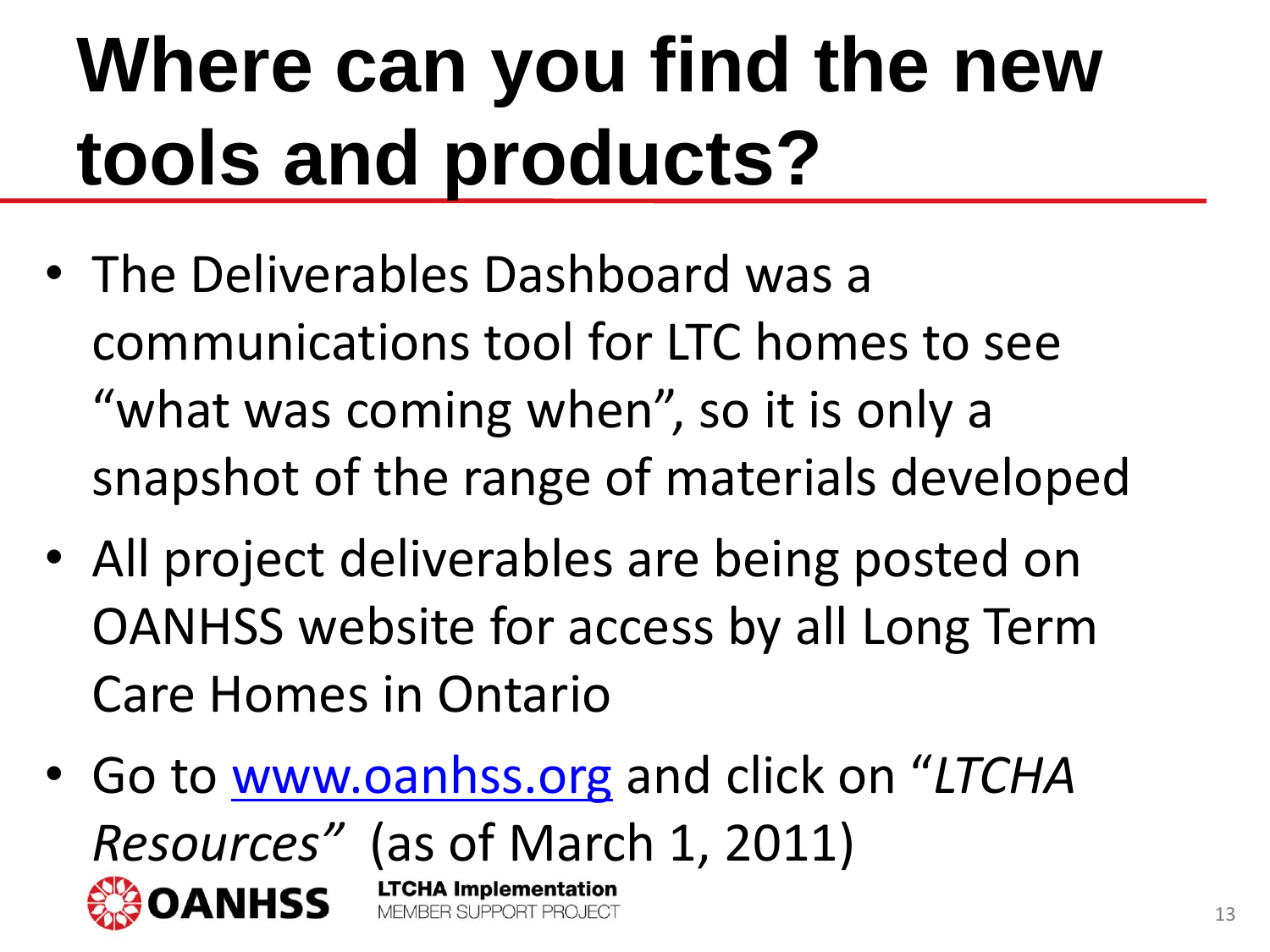# Where can you find the new tools and products?

- The Deliverables Dashboard was a communications tool for LTC homes to see "what was coming when", so it is only a snapshot of the range of materials developed
- All project deliverables are being posted on OANHSS website for access by all Long Term Care Homes in Ontario
- Go to [www.oanhss.org](http://www.oanhss.org) and click on "*LTCHA Resources*" (as of March 1, 2011)

OANHSS

**LTCHA Implementation**
MEMBER SUPPORT PROJECT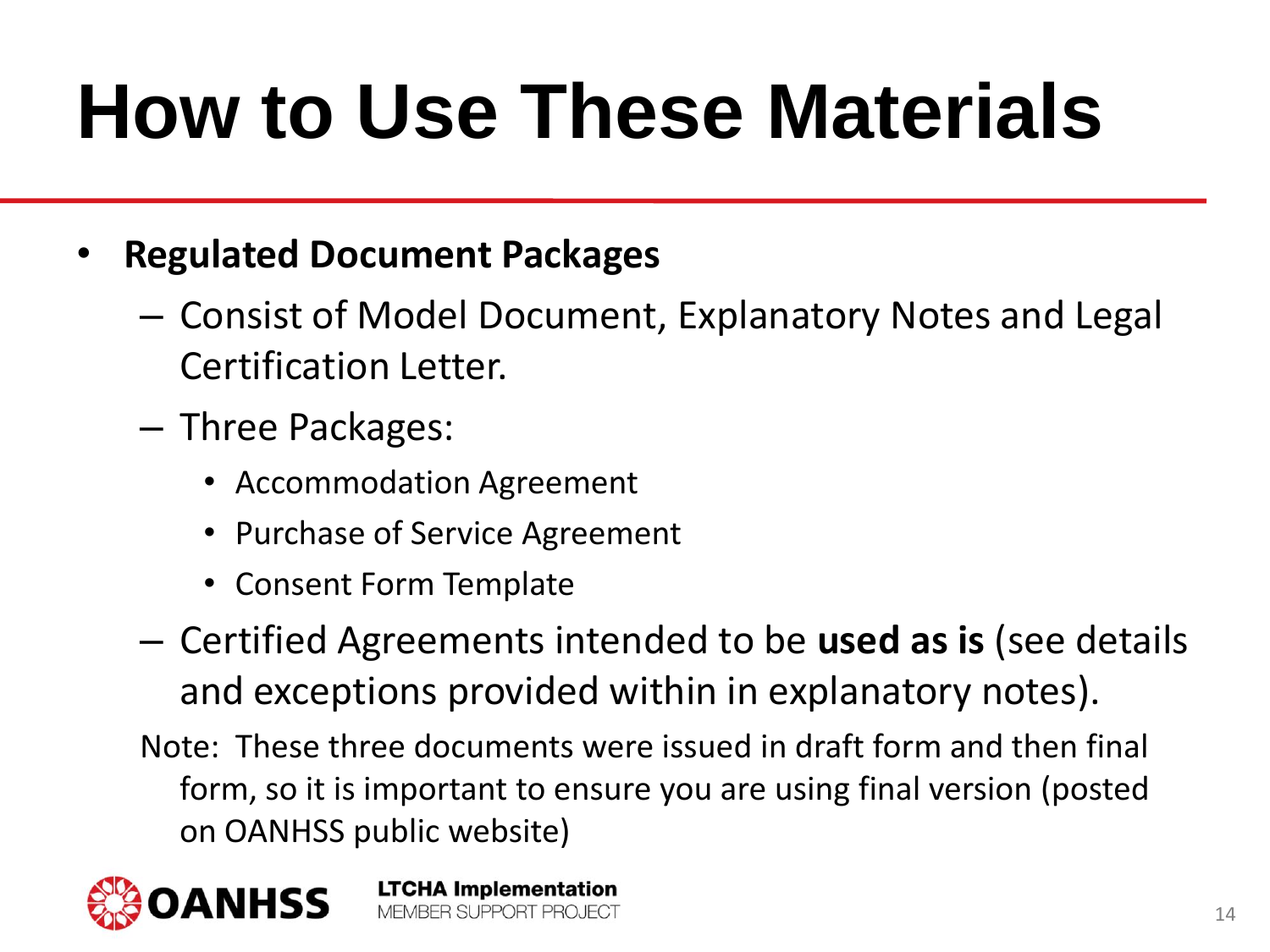# How to Use These Materials

- **Regulated Document Packages**
  - Consist of Model Document, Explanatory Notes and Legal Certification Letter.
  - Three Packages:
    - Accommodation Agreement
    - Purchase of Service Agreement
    - Consent Form Template
  - Certified Agreements intended to be **used as is** (see details and exceptions provided within in explanatory notes).

  Note: These three documents were issued in draft form and then final form, so it is important to ensure you are using final version (posted on OANHSS public website)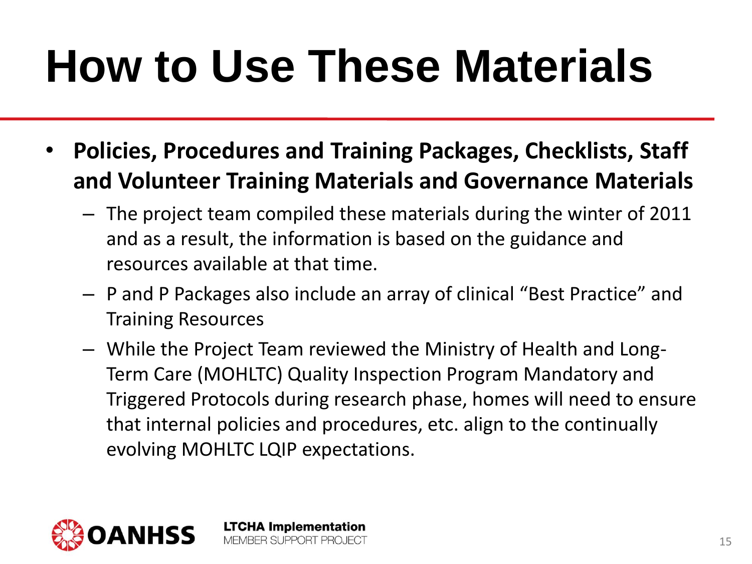# How to Use These Materials

- **Policies, Procedures and Training Packages, Checklists, Staff and Volunteer Training Materials and Governance Materials**
  - The project team compiled these materials during the winter of 2011 and as a result, the information is based on the guidance and resources available at that time.
  - P and P Packages also include an array of clinical "Best Practice" and Training Resources
  - While the Project Team reviewed the Ministry of Health and Long-Term Care (MOHLTC) Quality Inspection Program Mandatory and Triggered Protocols during research phase, homes will need to ensure that internal policies and procedures, etc. align to the continually evolving MOHLTC LQIP expectations.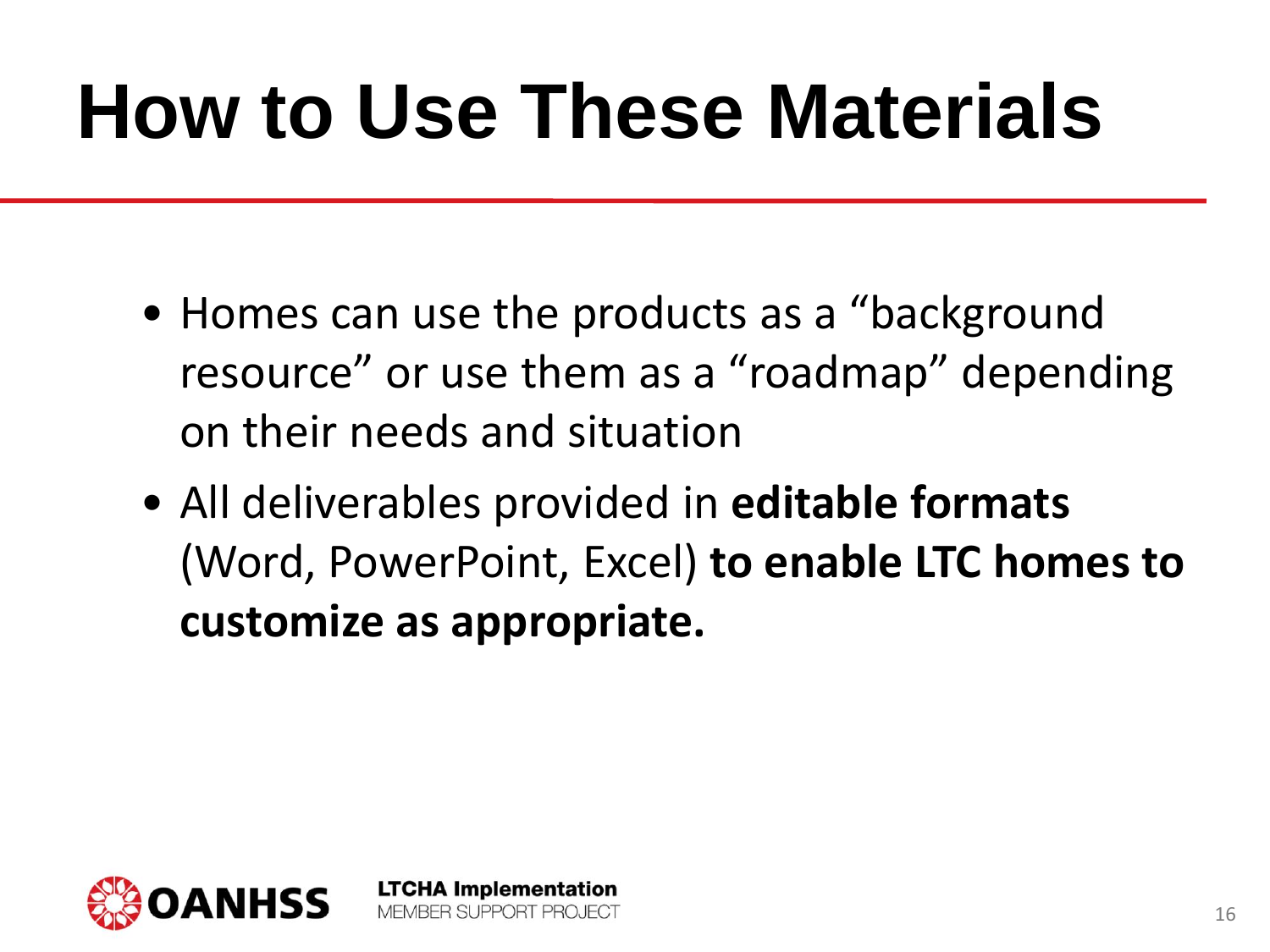# How to Use These Materials

- Homes can use the products as a "background resource" or use them as a "roadmap" depending on their needs and situation
- All deliverables provided in **editable formats** (Word, PowerPoint, Excel) **to enable LTC homes to customize as appropriate.**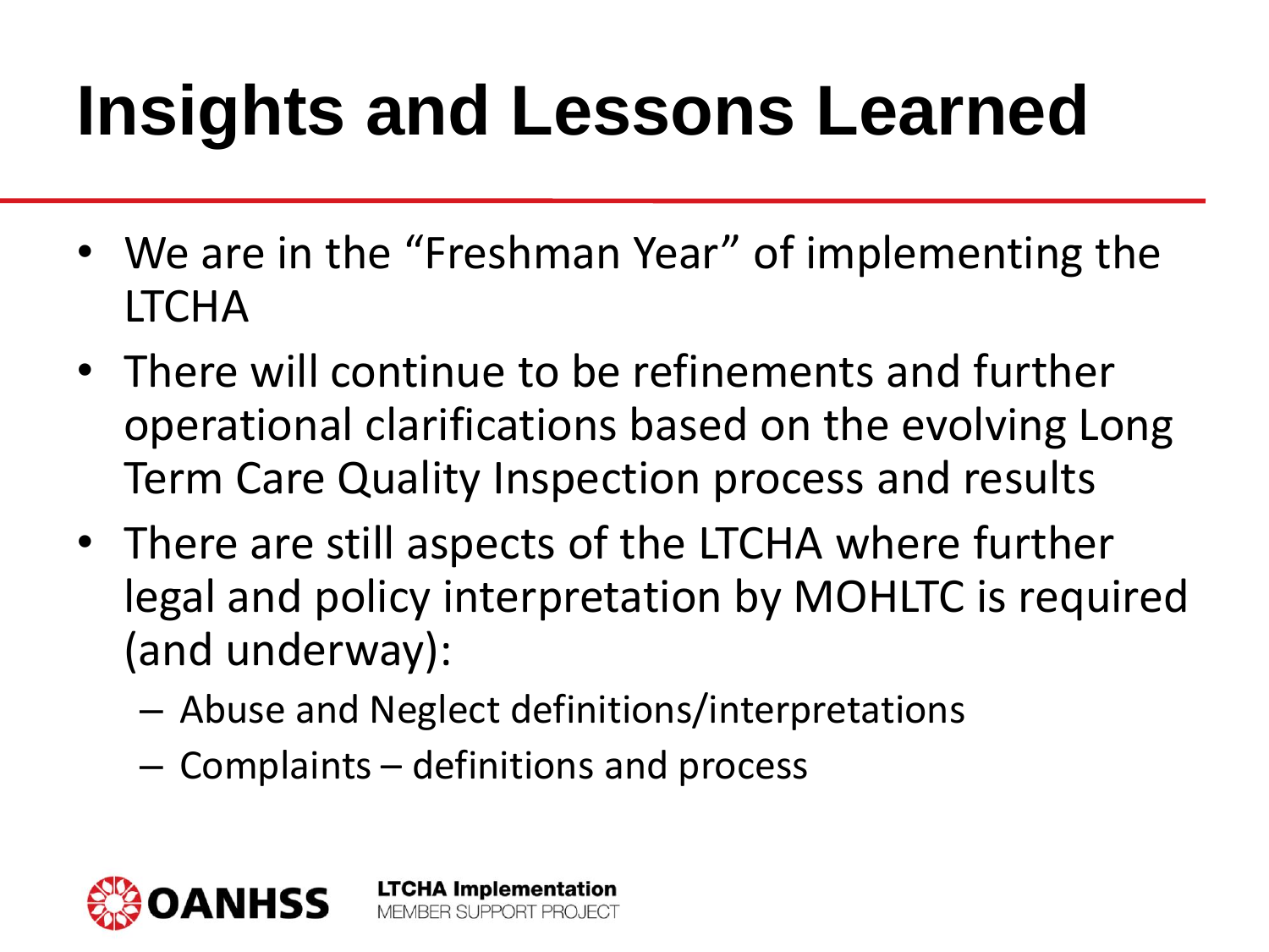# Insights and Lessons Learned

- We are in the “Freshman Year” of implementing the LTCHA
- There will continue to be refinements and further operational clarifications based on the evolving Long Term Care Quality Inspection process and results
- There are still aspects of the LTCHA where further legal and policy interpretation by MOHLTC is required (and underway):
  - Abuse and Neglect definitions/interpretations
  - Complaints – definitions and process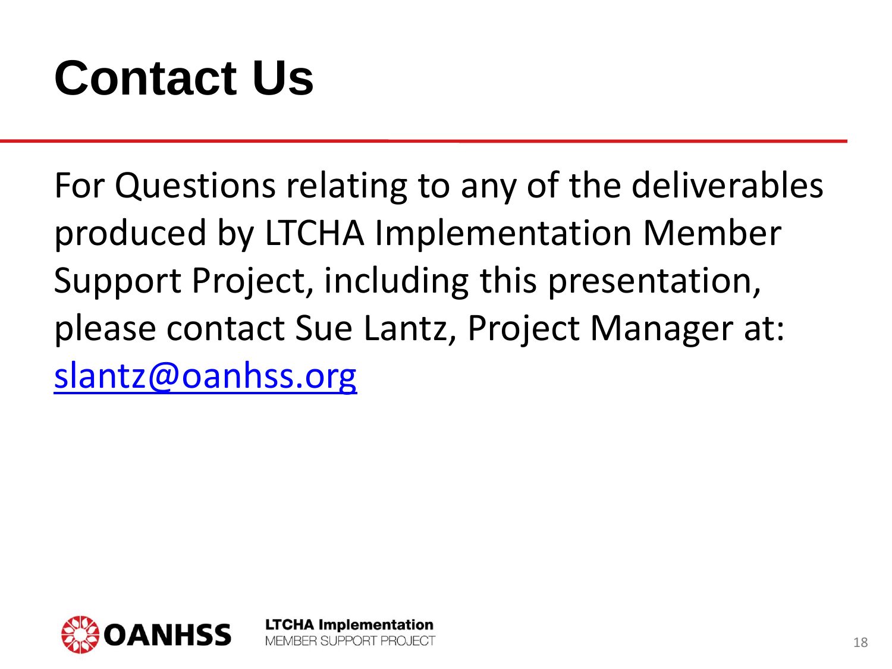# Contact Us

For Questions relating to any of the deliverables produced by LTCHA Implementation Member Support Project, including this presentation, please contact Sue Lantz, Project Manager at: slantz@oanhss.org

OANHSS

LTCHA Implementation
MEMBER SUPPORT PROJECT